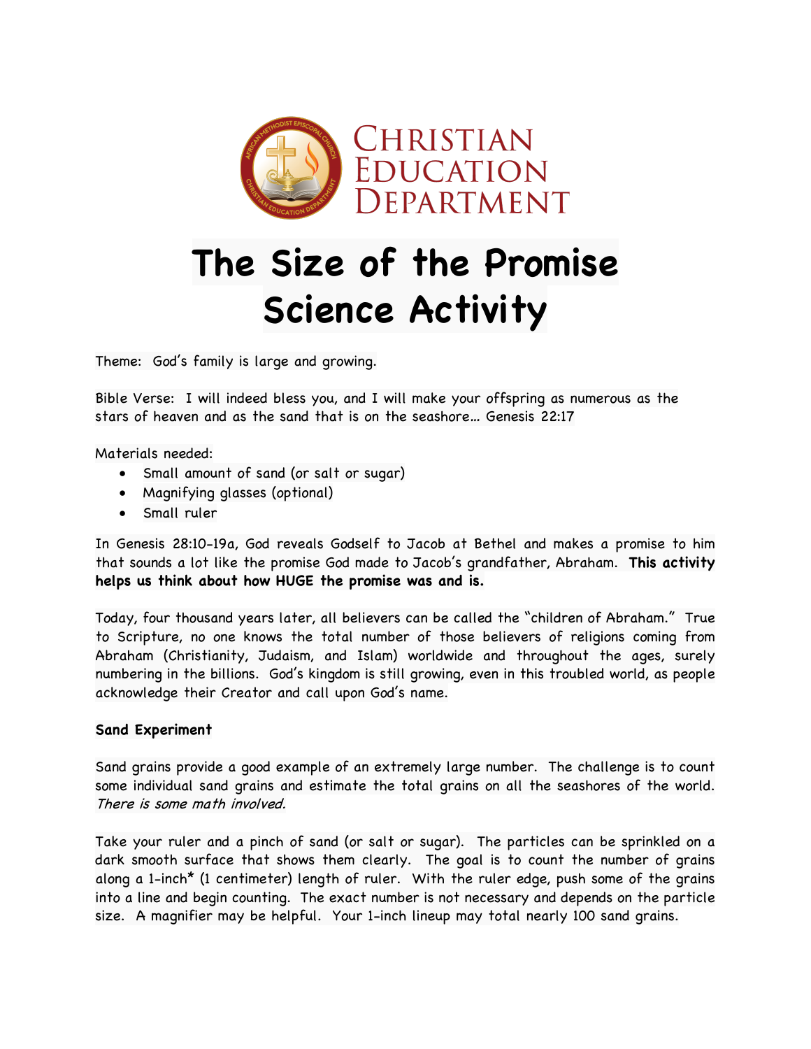# Christian Education Department

# The Size of the Promise Science Activity

Theme: God's family is large and growing.

Bible Verse: I will indeed bless you, and I will make your offspring as numerous as the stars of heaven and as the sand that is on the seashore… Genesis 22:17

Materials needed:

- Small amount of sand (or salt or sugar)
- Magnifying glasses (optional)
- Small ruler

In Genesis 28:10-19a, God reveals Godself to Jacob at Bethel and makes a promise to him that sounds a lot like the promise God made to Jacob's grandfather, Abraham. **This activity helps us think about how HUGE the promise was and is.**

Today, four thousand years later, all believers can be called the "children of Abraham." True to Scripture, no one knows the total number of those believers of religions coming from Abraham (Christianity, Judaism, and Islam) worldwide and throughout the ages, surely numbering in the billions. God's kingdom is still growing, even in this troubled world, as people acknowledge their Creator and call upon God's name.

**Sand Experiment**

Sand grains provide a good example of an extremely large number. The challenge is to count some individual sand grains and estimate the total grains on all the seashores of the world. *There is some math involved.*

Take your ruler and a pinch of sand (or salt or sugar). The particles can be sprinkled on a dark smooth surface that shows them clearly. The goal is to count the number of grains along a 1-inch* (1 centimeter) length of ruler. With the ruler edge, push some of the grains into a line and begin counting. The exact number is not necessary and depends on the particle size. A magnifier may be helpful. Your 1-inch lineup may total nearly 100 sand grains.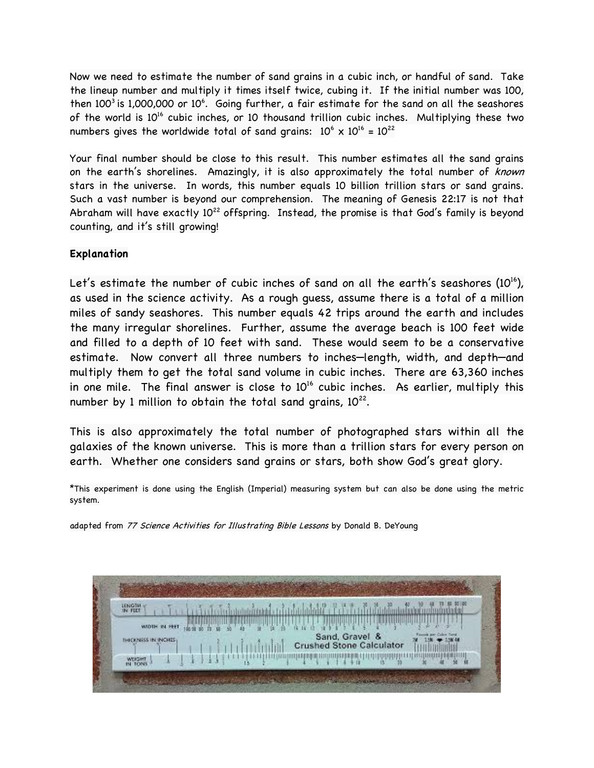Now we need to estimate the number of sand grains in a cubic inch, or handful of sand. Take the lineup number and multiply it times itself twice, cubing it. If the initial number was 100, then $100^3$ is 1,000,000 or $10^6$. Going further, a fair estimate for the sand on all the seashores of the world is $10^{16}$ cubic inches, or 10 thousand trillion cubic inches. Multiplying these two numbers gives the worldwide total of sand grains: $10^6 \times 10^{16} = 10^{22}$

Your final number should be close to this result. This number estimates all the sand grains on the earth's shorelines. Amazingly, it is also approximately the total number of *known* stars in the universe. In words, this number equals 10 billion trillion stars or sand grains. Such a vast number is beyond our comprehension. The meaning of Genesis 22:17 is not that Abraham will have exactly $10^{22}$ offspring. Instead, the promise is that God's family is beyond counting, and it's still growing!

**Explanation**

Let's estimate the number of cubic inches of sand on all the earth's seashores ($10^{16}$), as used in the science activity. As a rough guess, assume there is a total of a million miles of sandy seashores. This number equals 42 trips around the earth and includes the many irregular shorelines. Further, assume the average beach is 100 feet wide and filled to a depth of 10 feet with sand. These would seem to be a conservative estimate. Now convert all three numbers to inches—length, width, and depth—and multiply them to get the total sand volume in cubic inches. There are 63,360 inches in one mile. The final answer is close to $10^{16}$ cubic inches. As earlier, multiply this number by 1 million to obtain the total sand grains, $10^{22}$.

This is also approximately the total number of photographed stars within all the galaxies of the known universe. This is more than a trillion stars for every person on earth. Whether one considers sand grains or stars, both show God's great glory.

*This experiment is done using the English (Imperial) measuring system but can also be done using the metric system.

adapted from *77 Science Activities for Illustrating Bible Lessons* by Donald B. DeYoung